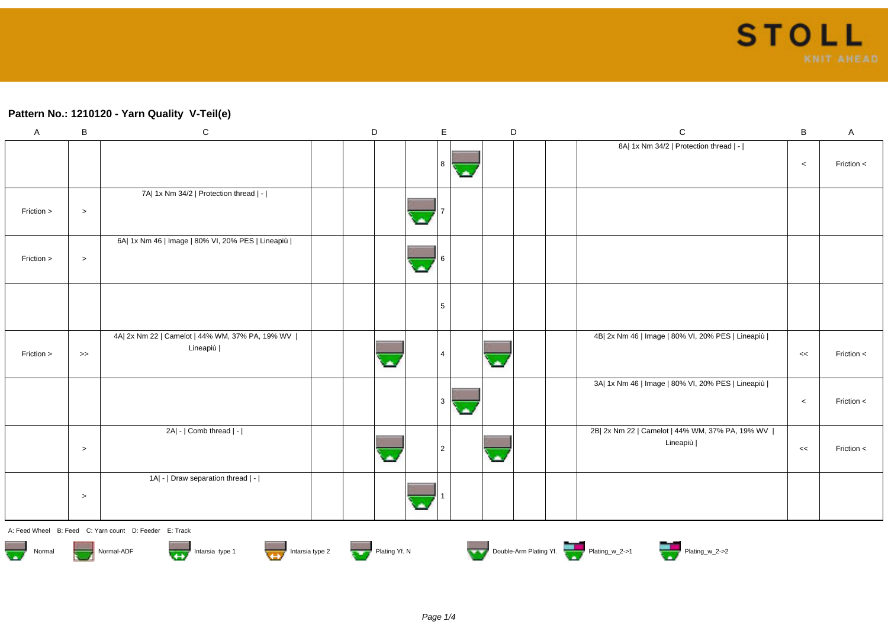## Pattern No.: 1210120 - Yarn Quality V-Teil(e)

| A | B | C | | D | | | E | | D | | | C | B | A |
|---|---|---|---|---|---|---|---|---|---|---|---|---|---|---|
| | | | | | | | 8 | | | | | 8A\| 1x Nm 34/2 \| Protection thread \| - \| | < | Friction < |
| Friction > | > | 7A\| 1x Nm 34/2 \| Protection thread \| - \| | | | | | 7 | | | | | | | |
| Friction > | > | 6A\| 1x Nm 46 \| Image \| 80% VI, 20% PES \| Lineapiù \| | | | | | 6 | | | | | | | |
| | | | | | | | 5 | | | | | | | |
| Friction > | >> | 4A\| 2x Nm 22 \| Camelot \| 44% WM, 37% PA, 19% WV \| Lineapiù \| | | | | | 4 | | | | | 4B\| 2x Nm 46 \| Image \| 80% VI, 20% PES \| Lineapiù \| | << | Friction < |
| | | | | | | | 3 | | | | | 3A\| 1x Nm 46 \| Image \| 80% VI, 20% PES \| Lineapiù \| | < | Friction < |
| | > | 2A\| - \| Comb thread \| - \| | | | | | 2 | | | | | 2B\| 2x Nm 22 \| Camelot \| 44% WM, 37% PA, 19% WV \| Lineapiù \| | << | Friction < |
| | > | 1A\| - \| Draw separation thread \| - \| | | | | | 1 | | | | | | | |

A: Feed Wheel B: Feed C: Yarn count D: Feeder E: Track

Normal | Normal-ADF | Intarsia type 1 | Intarsia type 2 | Plating Yf. N | Double-Arm Plating Yf. | Plating_w_2->1 | Plating_w_2->2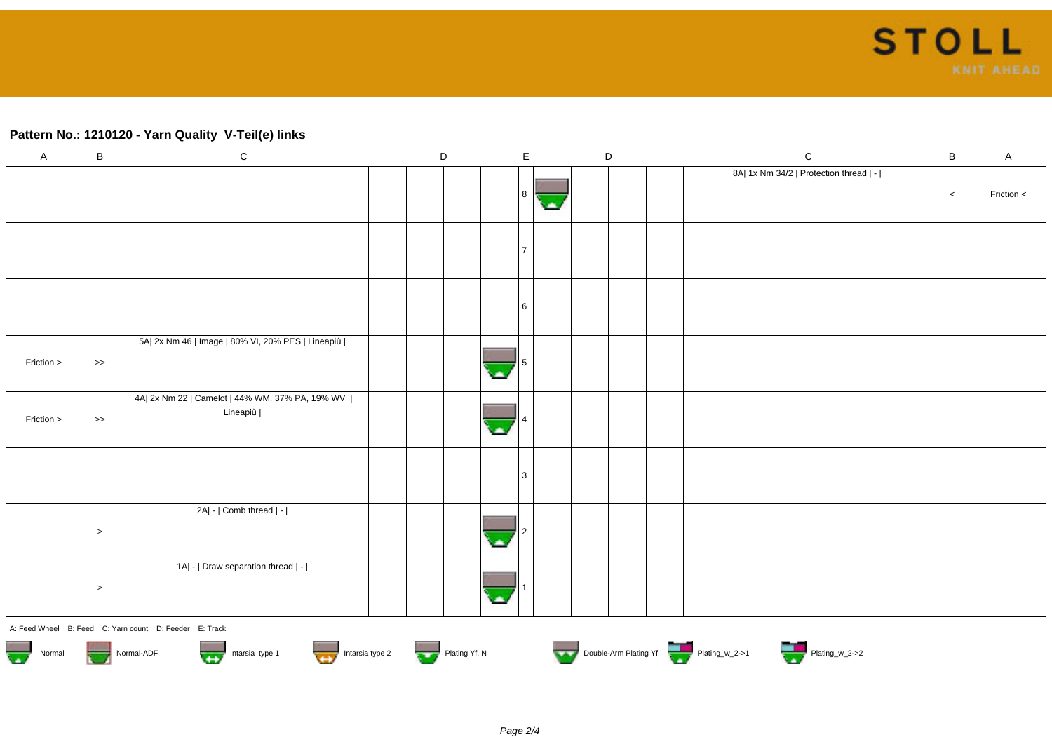## Pattern No.: 1210120 - Yarn Quality V-Teil(e) links

| A | B | C | D | | E | | D | | C | B | A |
|---|---|---|---|---|---|---|---|---|---|---|---|
| | | | | | | 8 | | | 8A\| 1x Nm 34/2 \| Protection thread \| - \| | < | Friction < |
| | | | | | | 7 | | | | | |
| | | | | | | 6 | | | | | |
| Friction > | >> | 5A\| 2x Nm 46 \| Image \| 80% VI, 20% PES \| Lineapiù \| | | | | 5 | | | | | |
| Friction > | >> | 4A\| 2x Nm 22 \| Camelot \| 44% WM, 37% PA, 19% WV \| Lineapiù \| | | | | 4 | | | | | |
| | | | | | | 3 | | | | | |
| | > | 2A\| - \| Comb thread \| - \| | | | | 2 | | | | | |
| | > | 1A\| - \| Draw separation thread \| - \| | | | | 1 | | | | | |

A: Feed Wheel B: Feed C: Yarn count D: Feeder E: Track

Normal | Normal-ADF | Intarsia type 1 | Intarsia type 2 | Plating Yf. N | Double-Arm Plating Yf. | Plating_w_2->1 | Plating_w_2->2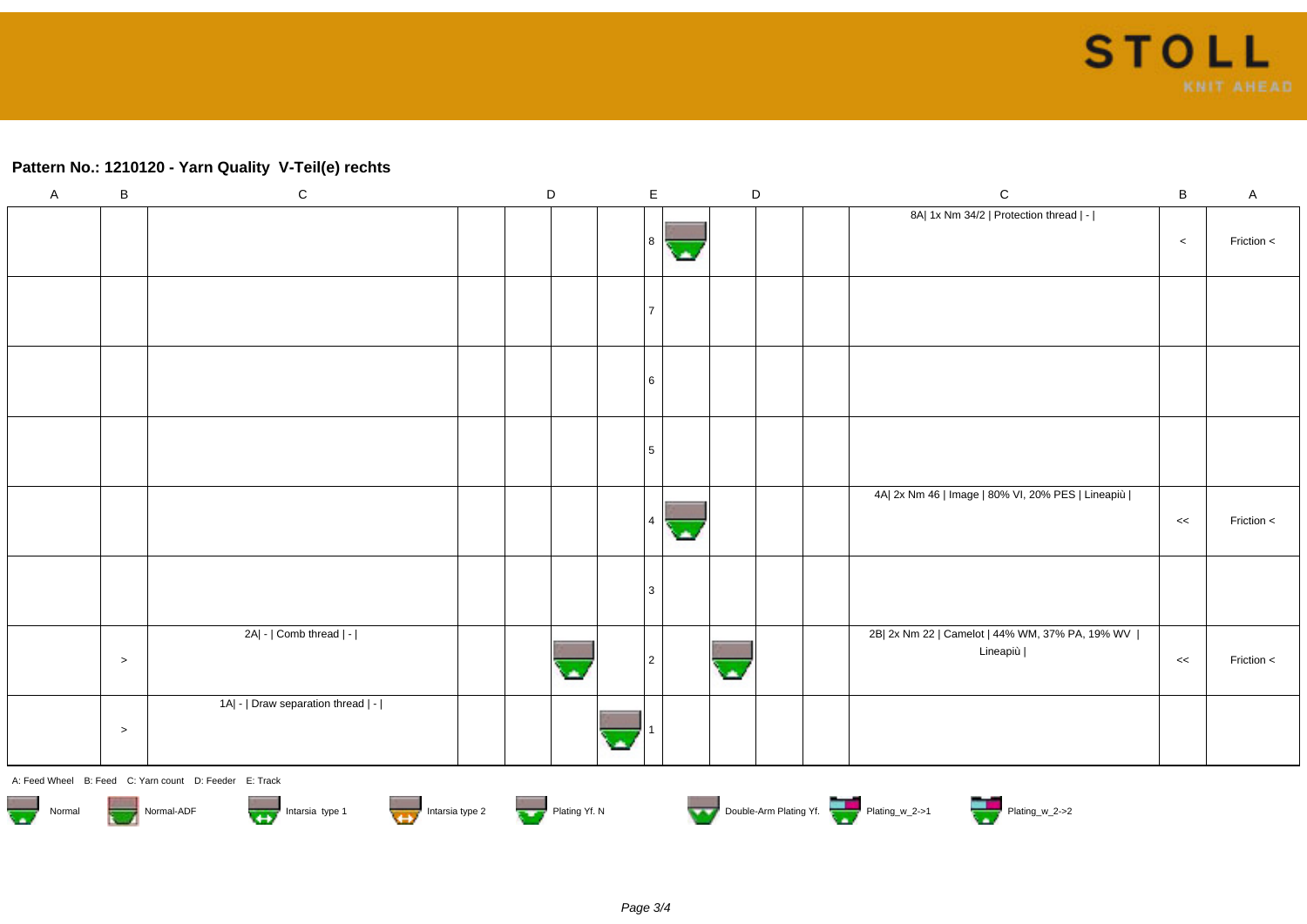## Pattern No.: 1210120 - Yarn Quality V-Teil(e) rechts

| A | B | C | | D | | | E | | D | | | C | B | A |
|---|---|---|---|---|---|---|---|---|---|---|---|---|---|---|
| | | | | | | | 8 | | | | | 8A\| 1x Nm 34/2 \| Protection thread \| - \| | < | Friction < |
| | | | | | | | 7 | | | | | | | |
| | | | | | | | 6 | | | | | | | |
| | | | | | | | 5 | | | | | | | |
| | | | | | | | 4 | | | | | 4A\| 2x Nm 46 \| Image \| 80% VI, 20% PES \| Lineapiù \| | << | Friction < |
| | | | | | | | 3 | | | | | | | |
| | > | 2A\| - \| Comb thread \| - \| | | | | | 2 | | | | | 2B\| 2x Nm 22 \| Camelot \| 44% WM, 37% PA, 19% WV \| Lineapiù \| | << | Friction < |
| | > | 1A\| - \| Draw separation thread \| - \| | | | | | 1 | | | | | | | |

A: Feed Wheel B: Feed C: Yarn count D: Feeder E: Track

Normal | Normal-ADF | Intarsia type 1 | Intarsia type 2 | Plating Yf. N | Double-Arm Plating Yf. | Plating_w_2->1 | Plating_w_2->2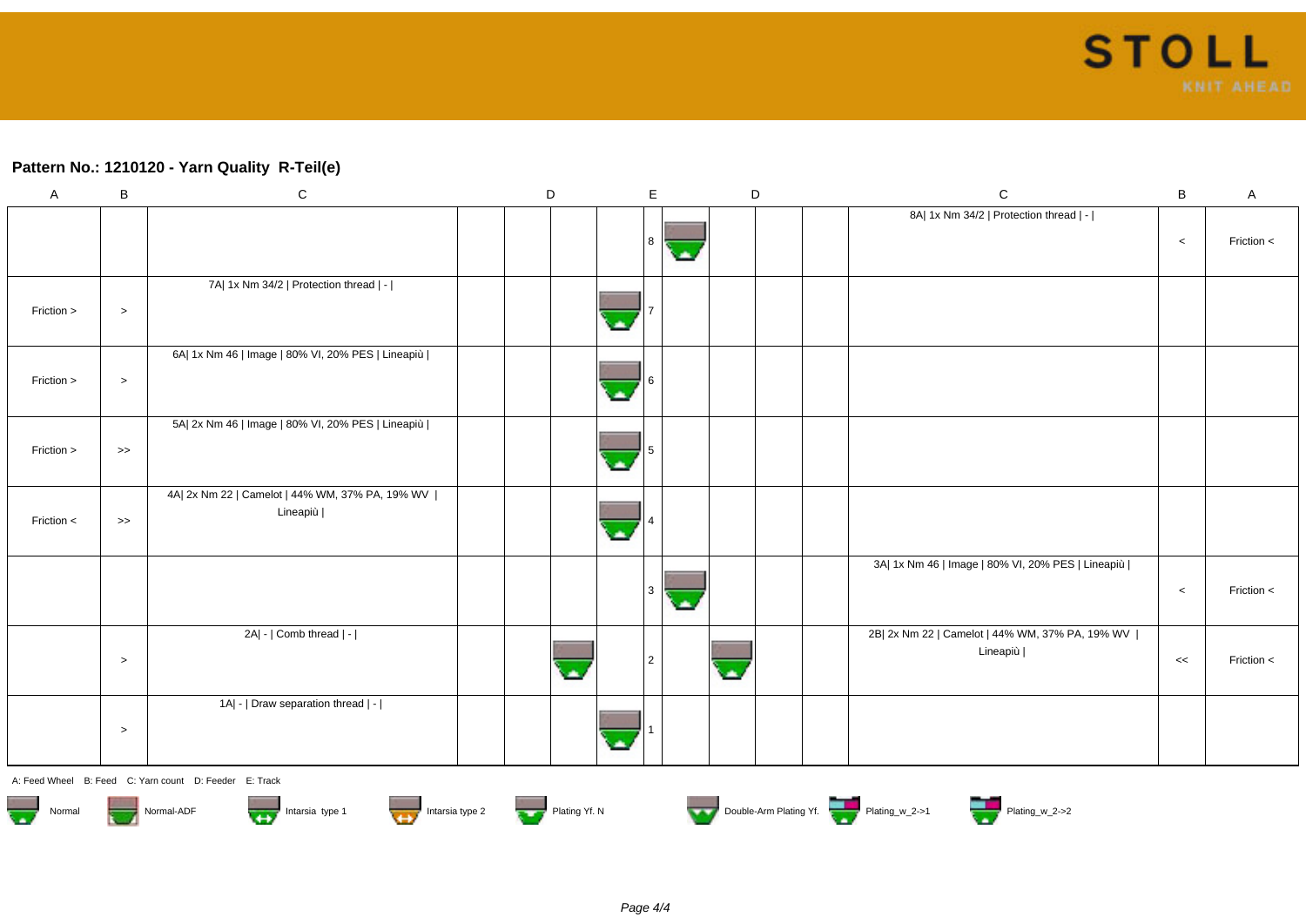## Pattern No.: 1210120 - Yarn Quality R-Teil(e)

| A | B | C | D | | | E | | D | | C | B | A |
|---|---|---|---|---|---|---|---|---|---|---|---|---|
| | | | | | | 8 | | | | 8A\| 1x Nm 34/2 \| Protection thread \| - \| | < | Friction < |
| Friction > | > | 7A\| 1x Nm 34/2 \| Protection thread \| - \| | | | | 7 | | | | | | |
| Friction > | > | 6A\| 1x Nm 46 \| Image \| 80% VI, 20% PES \| Lineapiù \| | | | | 6 | | | | | | |
| Friction > | >> | 5A\| 2x Nm 46 \| Image \| 80% VI, 20% PES \| Lineapiù \| | | | | 5 | | | | | | |
| Friction < | >> | 4A\| 2x Nm 22 \| Camelot \| 44% WM, 37% PA, 19% WV \| Lineapiù \| | | | | 4 | | | | | | |
| | | | | | | 3 | | | | 3A\| 1x Nm 46 \| Image \| 80% VI, 20% PES \| Lineapiù \| | < | Friction < |
| | > | 2A\| - \| Comb thread \| - \| | | | | 2 | | | | 2B\| 2x Nm 22 \| Camelot \| 44% WM, 37% PA, 19% WV \| Lineapiù \| | << | Friction < |
| | > | 1A\| - \| Draw separation thread \| - \| | | | | 1 | | | | | | |

A: Feed Wheel B: Feed C: Yarn count D: Feeder E: Track

Normal Normal-ADF Intarsia type 1 Intarsia type 2 Plating Yf. N Double-Arm Plating Yf. Plating_w_2->1 Plating_w_2->2